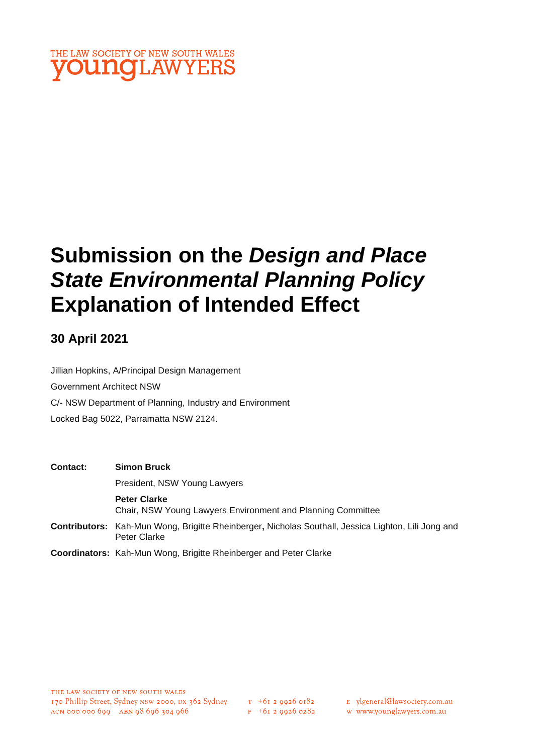THE LAW SOCIETY OF NEW SOUTH WALES
youngLAWYERS

# Submission on the *Design and Place State Environmental Planning Policy* Explanation of Intended Effect

## 30 April 2021

Jillian Hopkins, A/Principal Design Management

Government Architect NSW

C/- NSW Department of Planning, Industry and Environment

Locked Bag 5022, Parramatta NSW 2124.

| | |
|---|---|
| **Contact:** | **Simon Bruck**<br>President, NSW Young Lawyers |
| | **Peter Clarke**<br>Chair, NSW Young Lawyers Environment and Planning Committee |
| **Contributors:** | Kah-Mun Wong, Brigitte Rheinberger**,** Nicholas Southall, Jessica Lighton, Lili Jong and Peter Clarke |
| **Coordinators:** | Kah-Mun Wong, Brigitte Rheinberger and Peter Clarke |

THE LAW SOCIETY OF NEW SOUTH WALES
170 Phillip Street, Sydney NSW 2000, DX 362 Sydney
ACN 000 000 699 ABN 98 696 304 966

T +61 2 9926 0182
F +61 2 9926 0282

E ylgeneral@lawsociety.com.au
W www.younglawyers.com.au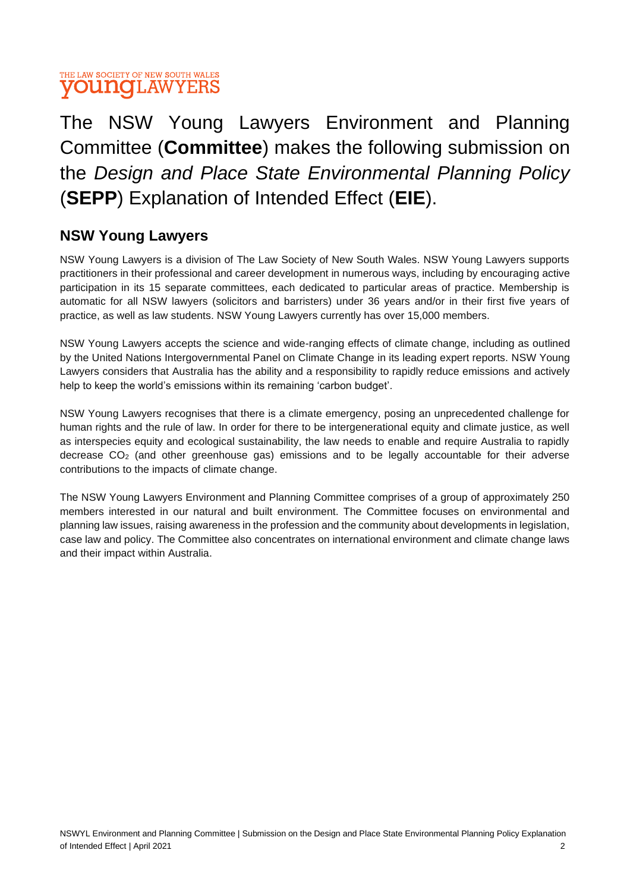The NSW Young Lawyers Environment and Planning Committee (**Committee**) makes the following submission on the *Design and Place State Environmental Planning Policy* (**SEPP**) Explanation of Intended Effect (**EIE**).

## NSW Young Lawyers

NSW Young Lawyers is a division of The Law Society of New South Wales. NSW Young Lawyers supports practitioners in their professional and career development in numerous ways, including by encouraging active participation in its 15 separate committees, each dedicated to particular areas of practice. Membership is automatic for all NSW lawyers (solicitors and barristers) under 36 years and/or in their first five years of practice, as well as law students. NSW Young Lawyers currently has over 15,000 members.

NSW Young Lawyers accepts the science and wide-ranging effects of climate change, including as outlined by the United Nations Intergovernmental Panel on Climate Change in its leading expert reports. NSW Young Lawyers considers that Australia has the ability and a responsibility to rapidly reduce emissions and actively help to keep the world's emissions within its remaining 'carbon budget'.

NSW Young Lawyers recognises that there is a climate emergency, posing an unprecedented challenge for human rights and the rule of law. In order for there to be intergenerational equity and climate justice, as well as interspecies equity and ecological sustainability, the law needs to enable and require Australia to rapidly decrease $CO_2$ (and other greenhouse gas) emissions and to be legally accountable for their adverse contributions to the impacts of climate change.

The NSW Young Lawyers Environment and Planning Committee comprises of a group of approximately 250 members interested in our natural and built environment. The Committee focuses on environmental and planning law issues, raising awareness in the profession and the community about developments in legislation, case law and policy. The Committee also concentrates on international environment and climate change laws and their impact within Australia.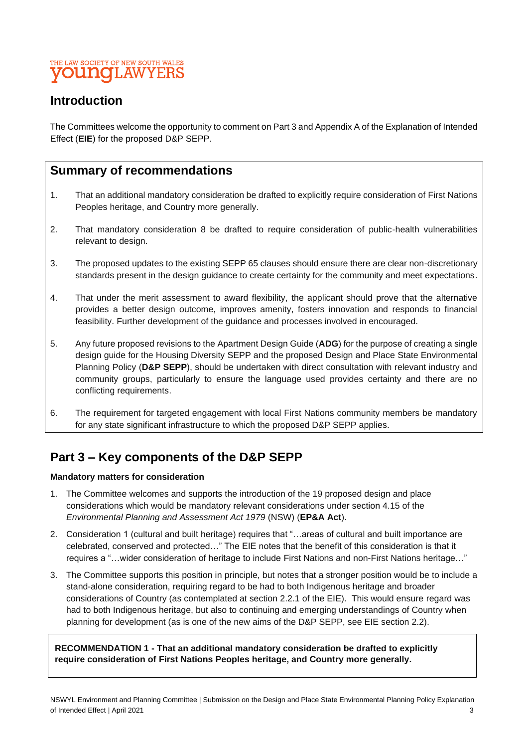## Introduction

The Committees welcome the opportunity to comment on Part 3 and Appendix A of the Explanation of Intended Effect (**EIE**) for the proposed D&P SEPP.

## Summary of recommendations

1. That an additional mandatory consideration be drafted to explicitly require consideration of First Nations Peoples heritage, and Country more generally.

2. That mandatory consideration 8 be drafted to require consideration of public-health vulnerabilities relevant to design.

3. The proposed updates to the existing SEPP 65 clauses should ensure there are clear non-discretionary standards present in the design guidance to create certainty for the community and meet expectations.

4. That under the merit assessment to award flexibility, the applicant should prove that the alternative provides a better design outcome, improves amenity, fosters innovation and responds to financial feasibility. Further development of the guidance and processes involved in encouraged.

5. Any future proposed revisions to the Apartment Design Guide (**ADG**) for the purpose of creating a single design guide for the Housing Diversity SEPP and the proposed Design and Place State Environmental Planning Policy (**D&P SEPP**), should be undertaken with direct consultation with relevant industry and community groups, particularly to ensure the language used provides certainty and there are no conflicting requirements.

6. The requirement for targeted engagement with local First Nations community members be mandatory for any state significant infrastructure to which the proposed D&P SEPP applies.

## Part 3 – Key components of the D&P SEPP

**Mandatory matters for consideration**

1. The Committee welcomes and supports the introduction of the 19 proposed design and place considerations which would be mandatory relevant considerations under section 4.15 of the *Environmental Planning and Assessment Act 1979* (NSW) (**EP&A Act**).

2. Consideration 1 (cultural and built heritage) requires that "…areas of cultural and built importance are celebrated, conserved and protected…" The EIE notes that the benefit of this consideration is that it requires a "…wider consideration of heritage to include First Nations and non-First Nations heritage…"

3. The Committee supports this position in principle, but notes that a stronger position would be to include a stand-alone consideration, requiring regard to be had to both Indigenous heritage and broader considerations of Country (as contemplated at section 2.2.1 of the EIE). This would ensure regard was had to both Indigenous heritage, but also to continuing and emerging understandings of Country when planning for development (as is one of the new aims of the D&P SEPP, see EIE section 2.2).

**RECOMMENDATION 1 - That an additional mandatory consideration be drafted to explicitly require consideration of First Nations Peoples heritage, and Country more generally.**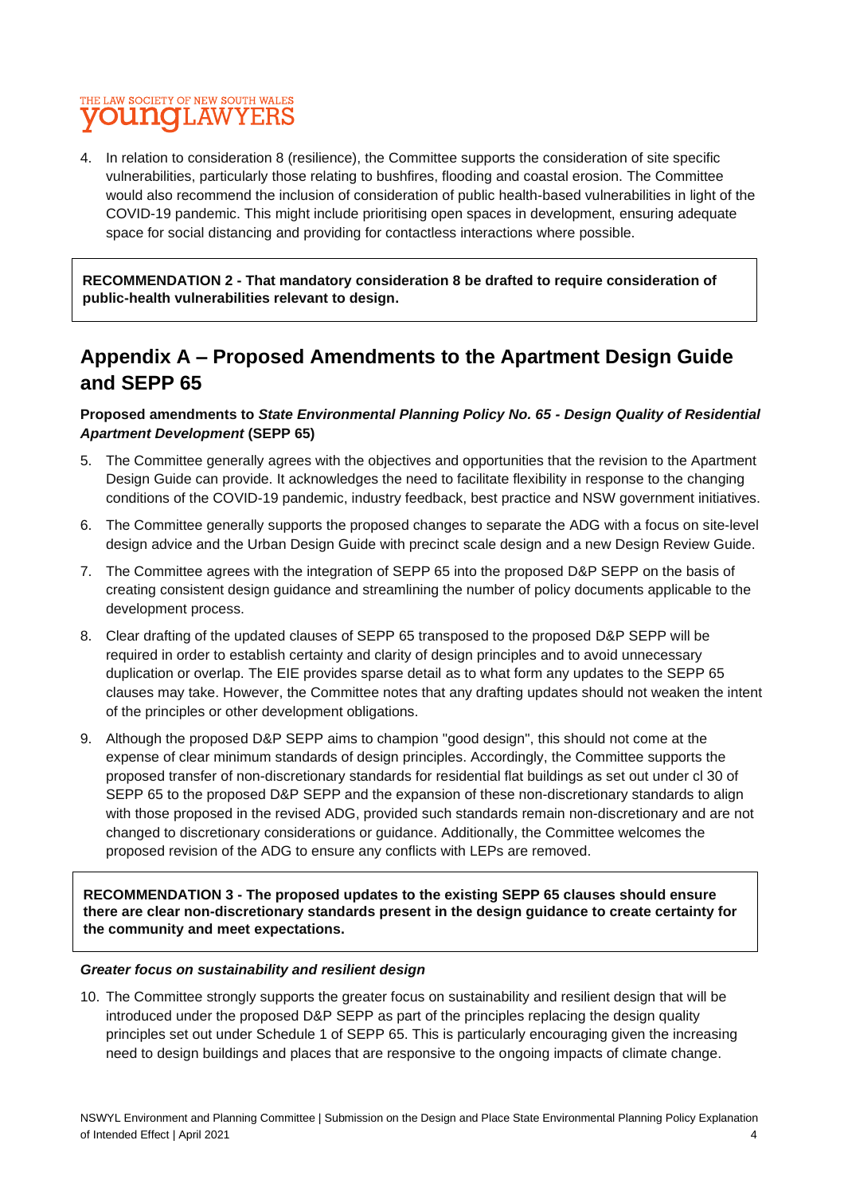4. In relation to consideration 8 (resilience), the Committee supports the consideration of site specific vulnerabilities, particularly those relating to bushfires, flooding and coastal erosion. The Committee would also recommend the inclusion of consideration of public health-based vulnerabilities in light of the COVID-19 pandemic. This might include prioritising open spaces in development, ensuring adequate space for social distancing and providing for contactless interactions where possible.

**RECOMMENDATION 2 - That mandatory consideration 8 be drafted to require consideration of public-health vulnerabilities relevant to design.**

## Appendix A – Proposed Amendments to the Apartment Design Guide and SEPP 65

### Proposed amendments to *State Environmental Planning Policy No. 65 - Design Quality of Residential Apartment Development* (SEPP 65)

5. The Committee generally agrees with the objectives and opportunities that the revision to the Apartment Design Guide can provide. It acknowledges the need to facilitate flexibility in response to the changing conditions of the COVID-19 pandemic, industry feedback, best practice and NSW government initiatives.
6. The Committee generally supports the proposed changes to separate the ADG with a focus on site-level design advice and the Urban Design Guide with precinct scale design and a new Design Review Guide.
7. The Committee agrees with the integration of SEPP 65 into the proposed D&P SEPP on the basis of creating consistent design guidance and streamlining the number of policy documents applicable to the development process.
8. Clear drafting of the updated clauses of SEPP 65 transposed to the proposed D&P SEPP will be required in order to establish certainty and clarity of design principles and to avoid unnecessary duplication or overlap. The EIE provides sparse detail as to what form any updates to the SEPP 65 clauses may take. However, the Committee notes that any drafting updates should not weaken the intent of the principles or other development obligations.
9. Although the proposed D&P SEPP aims to champion "good design", this should not come at the expense of clear minimum standards of design principles. Accordingly, the Committee supports the proposed transfer of non-discretionary standards for residential flat buildings as set out under cl 30 of SEPP 65 to the proposed D&P SEPP and the expansion of these non-discretionary standards to align with those proposed in the revised ADG, provided such standards remain non-discretionary and are not changed to discretionary considerations or guidance. Additionally, the Committee welcomes the proposed revision of the ADG to ensure any conflicts with LEPs are removed.

**RECOMMENDATION 3 - The proposed updates to the existing SEPP 65 clauses should ensure there are clear non-discretionary standards present in the design guidance to create certainty for the community and meet expectations.**

#### *Greater focus on sustainability and resilient design*

10. The Committee strongly supports the greater focus on sustainability and resilient design that will be introduced under the proposed D&P SEPP as part of the principles replacing the design quality principles set out under Schedule 1 of SEPP 65. This is particularly encouraging given the increasing need to design buildings and places that are responsive to the ongoing impacts of climate change.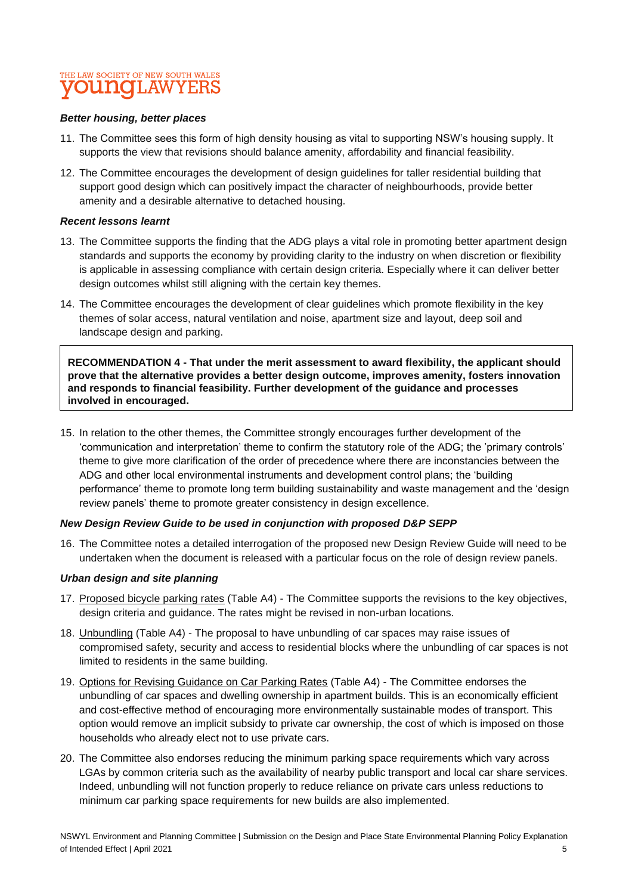***Better housing, better places***

11. The Committee sees this form of high density housing as vital to supporting NSW's housing supply. It supports the view that revisions should balance amenity, affordability and financial feasibility.

12. The Committee encourages the development of design guidelines for taller residential building that support good design which can positively impact the character of neighbourhoods, provide better amenity and a desirable alternative to detached housing.

***Recent lessons learnt***

13. The Committee supports the finding that the ADG plays a vital role in promoting better apartment design standards and supports the economy by providing clarity to the industry on when discretion or flexibility is applicable in assessing compliance with certain design criteria. Especially where it can deliver better design outcomes whilst still aligning with the certain key themes.

14. The Committee encourages the development of clear guidelines which promote flexibility in the key themes of solar access, natural ventilation and noise, apartment size and layout, deep soil and landscape design and parking.

**RECOMMENDATION 4 - That under the merit assessment to award flexibility, the applicant should prove that the alternative provides a better design outcome, improves amenity, fosters innovation and responds to financial feasibility. Further development of the guidance and processes involved in encouraged.**

15. In relation to the other themes, the Committee strongly encourages further development of the 'communication and interpretation' theme to confirm the statutory role of the ADG; the 'primary controls' theme to give more clarification of the order of precedence where there are inconstancies between the ADG and other local environmental instruments and development control plans; the 'building performance' theme to promote long term building sustainability and waste management and the 'design review panels' theme to promote greater consistency in design excellence.

***New Design Review Guide to be used in conjunction with proposed D&P SEPP***

16. The Committee notes a detailed interrogation of the proposed new Design Review Guide will need to be undertaken when the document is released with a particular focus on the role of design review panels.

***Urban design and site planning***

17. Proposed bicycle parking rates (Table A4) - The Committee supports the revisions to the key objectives, design criteria and guidance. The rates might be revised in non-urban locations.

18. Unbundling (Table A4) - The proposal to have unbundling of car spaces may raise issues of compromised safety, security and access to residential blocks where the unbundling of car spaces is not limited to residents in the same building.

19. Options for Revising Guidance on Car Parking Rates (Table A4) - The Committee endorses the unbundling of car spaces and dwelling ownership in apartment builds. This is an economically efficient and cost-effective method of encouraging more environmentally sustainable modes of transport. This option would remove an implicit subsidy to private car ownership, the cost of which is imposed on those households who already elect not to use private cars.

20. The Committee also endorses reducing the minimum parking space requirements which vary across LGAs by common criteria such as the availability of nearby public transport and local car share services. Indeed, unbundling will not function properly to reduce reliance on private cars unless reductions to minimum car parking space requirements for new builds are also implemented.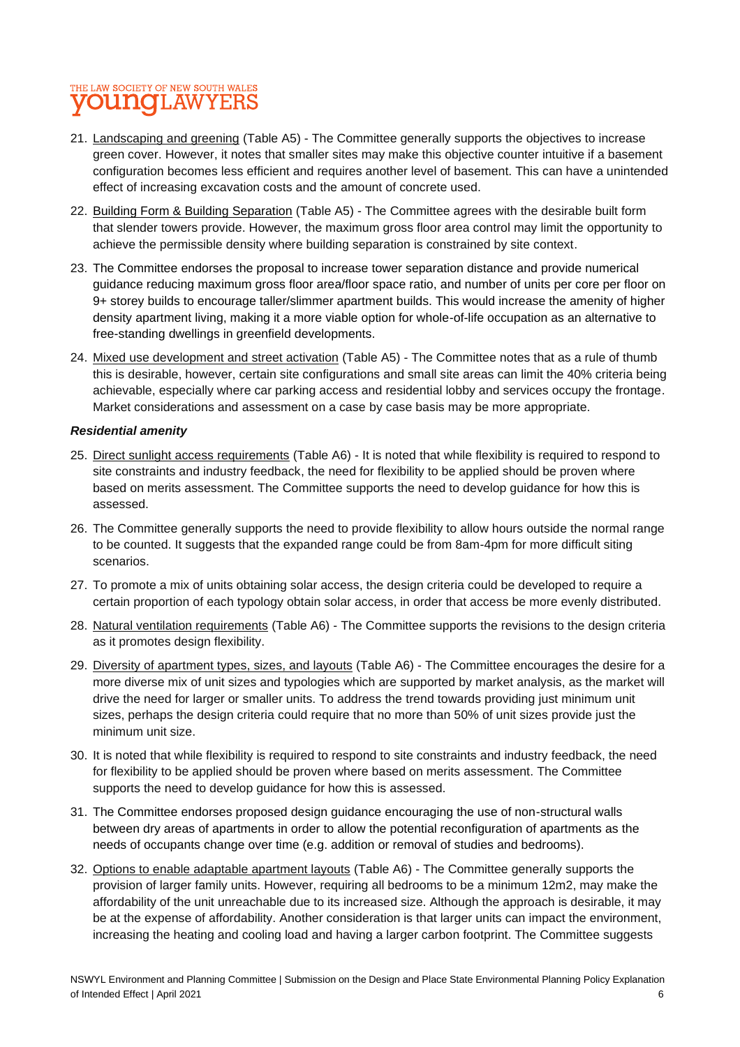21. Landscaping and greening (Table A5) - The Committee generally supports the objectives to increase green cover. However, it notes that smaller sites may make this objective counter intuitive if a basement configuration becomes less efficient and requires another level of basement. This can have a unintended effect of increasing excavation costs and the amount of concrete used.
22. Building Form & Building Separation (Table A5) - The Committee agrees with the desirable built form that slender towers provide. However, the maximum gross floor area control may limit the opportunity to achieve the permissible density where building separation is constrained by site context.
23. The Committee endorses the proposal to increase tower separation distance and provide numerical guidance reducing maximum gross floor area/floor space ratio, and number of units per core per floor on 9+ storey builds to encourage taller/slimmer apartment builds. This would increase the amenity of higher density apartment living, making it a more viable option for whole-of-life occupation as an alternative to free-standing dwellings in greenfield developments.
24. Mixed use development and street activation (Table A5) - The Committee notes that as a rule of thumb this is desirable, however, certain site configurations and small site areas can limit the 40% criteria being achievable, especially where car parking access and residential lobby and services occupy the frontage. Market considerations and assessment on a case by case basis may be more appropriate.

***Residential amenity***

25. Direct sunlight access requirements (Table A6) - It is noted that while flexibility is required to respond to site constraints and industry feedback, the need for flexibility to be applied should be proven where based on merits assessment. The Committee supports the need to develop guidance for how this is assessed.
26. The Committee generally supports the need to provide flexibility to allow hours outside the normal range to be counted. It suggests that the expanded range could be from 8am-4pm for more difficult siting scenarios.
27. To promote a mix of units obtaining solar access, the design criteria could be developed to require a certain proportion of each typology obtain solar access, in order that access be more evenly distributed.
28. Natural ventilation requirements (Table A6) - The Committee supports the revisions to the design criteria as it promotes design flexibility.
29. Diversity of apartment types, sizes, and layouts (Table A6) - The Committee encourages the desire for a more diverse mix of unit sizes and typologies which are supported by market analysis, as the market will drive the need for larger or smaller units. To address the trend towards providing just minimum unit sizes, perhaps the design criteria could require that no more than 50% of unit sizes provide just the minimum unit size.
30. It is noted that while flexibility is required to respond to site constraints and industry feedback, the need for flexibility to be applied should be proven where based on merits assessment. The Committee supports the need to develop guidance for how this is assessed.
31. The Committee endorses proposed design guidance encouraging the use of non-structural walls between dry areas of apartments in order to allow the potential reconfiguration of apartments as the needs of occupants change over time (e.g. addition or removal of studies and bedrooms).
32. Options to enable adaptable apartment layouts (Table A6) - The Committee generally supports the provision of larger family units. However, requiring all bedrooms to be a minimum 12m2, may make the affordability of the unit unreachable due to its increased size. Although the approach is desirable, it may be at the expense of affordability. Another consideration is that larger units can impact the environment, increasing the heating and cooling load and having a larger carbon footprint. The Committee suggests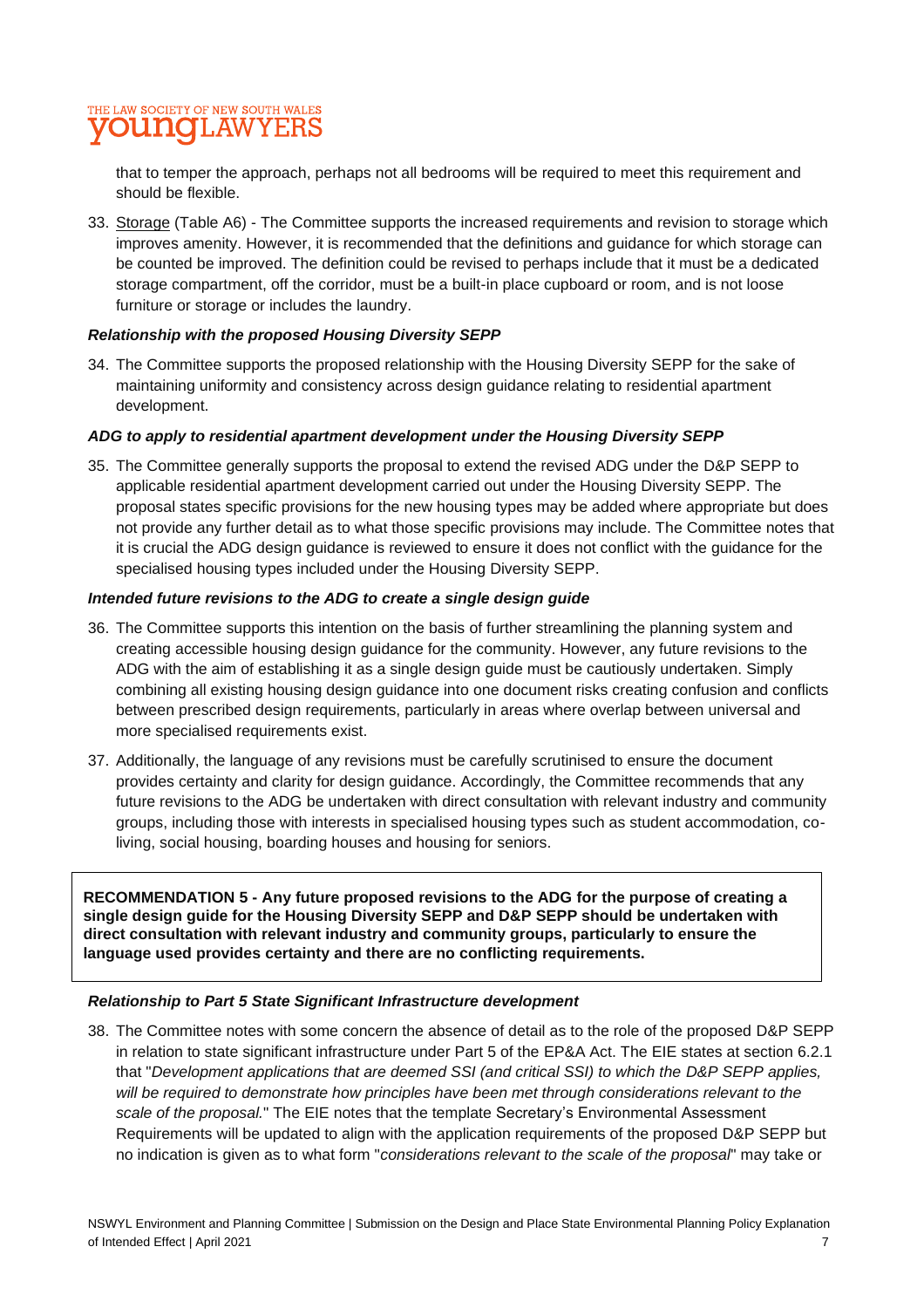that to temper the approach, perhaps not all bedrooms will be required to meet this requirement and should be flexible.

33. Storage (Table A6) - The Committee supports the increased requirements and revision to storage which improves amenity. However, it is recommended that the definitions and guidance for which storage can be counted be improved. The definition could be revised to perhaps include that it must be a dedicated storage compartment, off the corridor, must be a built-in place cupboard or room, and is not loose furniture or storage or includes the laundry.

***Relationship with the proposed Housing Diversity SEPP***

34. The Committee supports the proposed relationship with the Housing Diversity SEPP for the sake of maintaining uniformity and consistency across design guidance relating to residential apartment development.

***ADG to apply to residential apartment development under the Housing Diversity SEPP***

35. The Committee generally supports the proposal to extend the revised ADG under the D&P SEPP to applicable residential apartment development carried out under the Housing Diversity SEPP. The proposal states specific provisions for the new housing types may be added where appropriate but does not provide any further detail as to what those specific provisions may include. The Committee notes that it is crucial the ADG design guidance is reviewed to ensure it does not conflict with the guidance for the specialised housing types included under the Housing Diversity SEPP.

***Intended future revisions to the ADG to create a single design guide***

36. The Committee supports this intention on the basis of further streamlining the planning system and creating accessible housing design guidance for the community. However, any future revisions to the ADG with the aim of establishing it as a single design guide must be cautiously undertaken. Simply combining all existing housing design guidance into one document risks creating confusion and conflicts between prescribed design requirements, particularly in areas where overlap between universal and more specialised requirements exist.

37. Additionally, the language of any revisions must be carefully scrutinised to ensure the document provides certainty and clarity for design guidance. Accordingly, the Committee recommends that any future revisions to the ADG be undertaken with direct consultation with relevant industry and community groups, including those with interests in specialised housing types such as student accommodation, co-living, social housing, boarding houses and housing for seniors.

**RECOMMENDATION 5 - Any future proposed revisions to the ADG for the purpose of creating a single design guide for the Housing Diversity SEPP and D&P SEPP should be undertaken with direct consultation with relevant industry and community groups, particularly to ensure the language used provides certainty and there are no conflicting requirements.**

***Relationship to Part 5 State Significant Infrastructure development***

38. The Committee notes with some concern the absence of detail as to the role of the proposed D&P SEPP in relation to state significant infrastructure under Part 5 of the EP&A Act. The EIE states at section 6.2.1 that "*Development applications that are deemed SSI (and critical SSI) to which the D&P SEPP applies, will be required to demonstrate how principles have been met through considerations relevant to the scale of the proposal.*" The EIE notes that the template Secretary's Environmental Assessment Requirements will be updated to align with the application requirements of the proposed D&P SEPP but no indication is given as to what form "*considerations relevant to the scale of the proposal*" may take or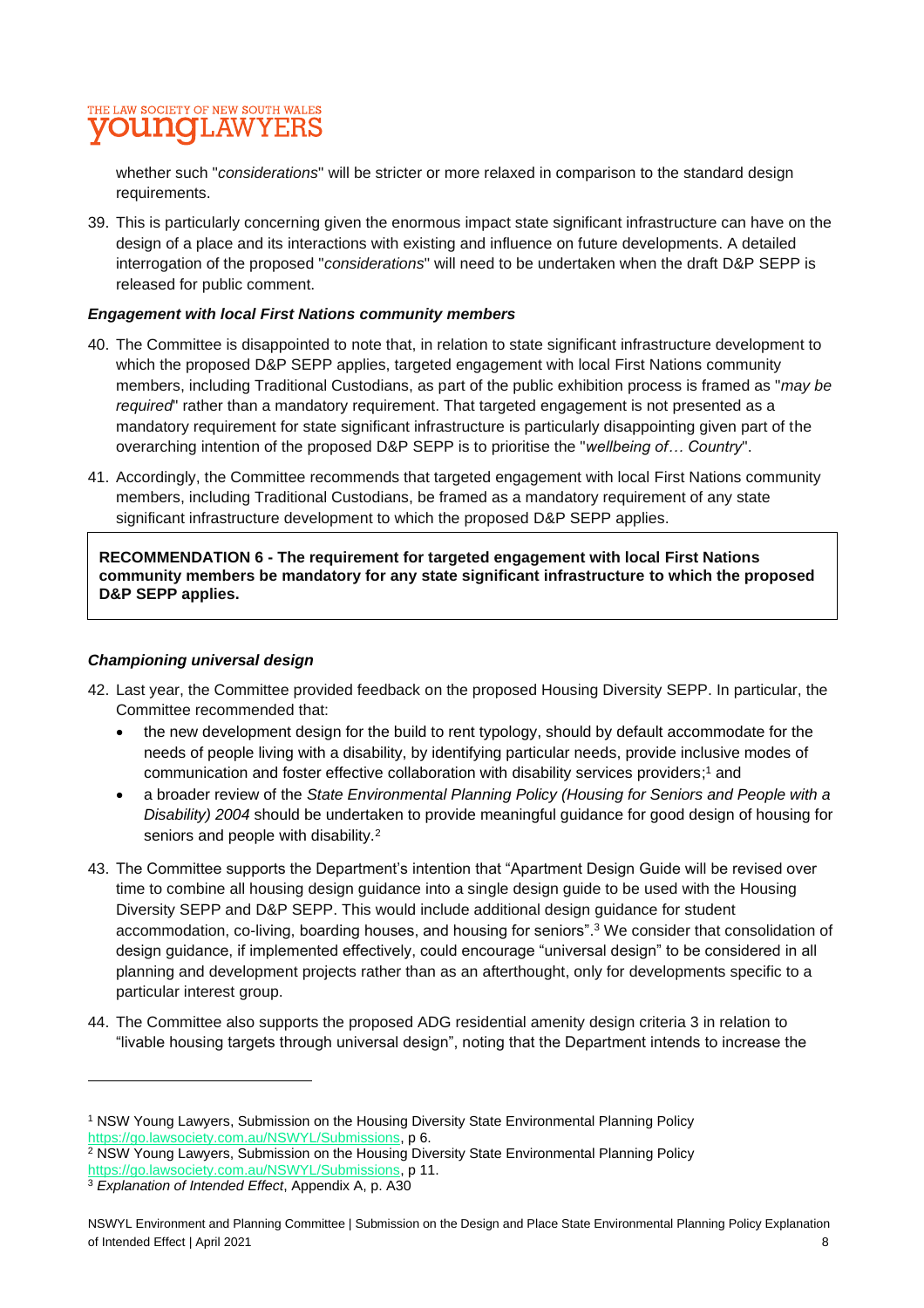whether such "*considerations*" will be stricter or more relaxed in comparison to the standard design requirements.

39. This is particularly concerning given the enormous impact state significant infrastructure can have on the design of a place and its interactions with existing and influence on future developments. A detailed interrogation of the proposed "*considerations*" will need to be undertaken when the draft D&P SEPP is released for public comment.

***Engagement with local First Nations community members***

40. The Committee is disappointed to note that, in relation to state significant infrastructure development to which the proposed D&P SEPP applies, targeted engagement with local First Nations community members, including Traditional Custodians, as part of the public exhibition process is framed as "*may be required*" rather than a mandatory requirement. That targeted engagement is not presented as a mandatory requirement for state significant infrastructure is particularly disappointing given part of the overarching intention of the proposed D&P SEPP is to prioritise the "*wellbeing of… Country*".

41. Accordingly, the Committee recommends that targeted engagement with local First Nations community members, including Traditional Custodians, be framed as a mandatory requirement of any state significant infrastructure development to which the proposed D&P SEPP applies.

**RECOMMENDATION 6 - The requirement for targeted engagement with local First Nations community members be mandatory for any state significant infrastructure to which the proposed D&P SEPP applies.**

***Championing universal design***

42. Last year, the Committee provided feedback on the proposed Housing Diversity SEPP. In particular, the Committee recommended that:
    - the new development design for the build to rent typology, should by default accommodate for the needs of people living with a disability, by identifying particular needs, provide inclusive modes of communication and foster effective collaboration with disability services providers;[1] and
    - a broader review of the *State Environmental Planning Policy (Housing for Seniors and People with a Disability) 2004* should be undertaken to provide meaningful guidance for good design of housing for seniors and people with disability.[2]

43. The Committee supports the Department's intention that "Apartment Design Guide will be revised over time to combine all housing design guidance into a single design guide to be used with the Housing Diversity SEPP and D&P SEPP. This would include additional design guidance for student accommodation, co-living, boarding houses, and housing for seniors".[3] We consider that consolidation of design guidance, if implemented effectively, could encourage "universal design" to be considered in all planning and development projects rather than as an afterthought, only for developments specific to a particular interest group.

44. The Committee also supports the proposed ADG residential amenity design criteria 3 in relation to "livable housing targets through universal design", noting that the Department intends to increase the

---

[1] NSW Young Lawyers, Submission on the Housing Diversity State Environmental Planning Policy https://go.lawsociety.com.au/NSWYL/Submissions, p 6.

[2] NSW Young Lawyers, Submission on the Housing Diversity State Environmental Planning Policy https://go.lawsociety.com.au/NSWYL/Submissions, p 11.

[3] *Explanation of Intended Effect*, Appendix A, p. A30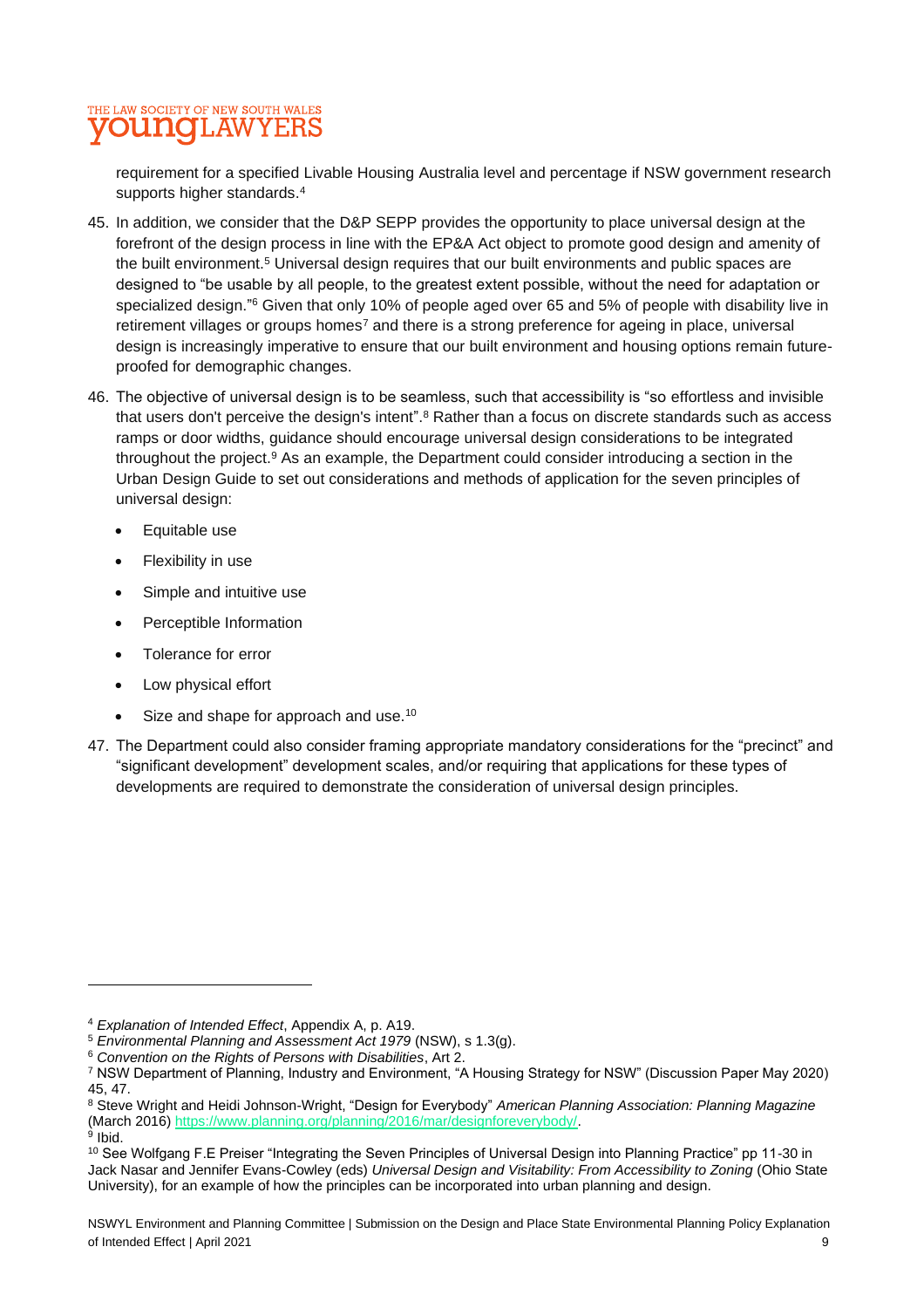requirement for a specified Livable Housing Australia level and percentage if NSW government research supports higher standards.[4]

45. In addition, we consider that the D&P SEPP provides the opportunity to place universal design at the forefront of the design process in line with the EP&A Act object to promote good design and amenity of the built environment.[5] Universal design requires that our built environments and public spaces are designed to "be usable by all people, to the greatest extent possible, without the need for adaptation or specialized design."[6] Given that only 10% of people aged over 65 and 5% of people with disability live in retirement villages or groups homes[7] and there is a strong preference for ageing in place, universal design is increasingly imperative to ensure that our built environment and housing options remain future-proofed for demographic changes.

46. The objective of universal design is to be seamless, such that accessibility is "so effortless and invisible that users don't perceive the design's intent".[8] Rather than a focus on discrete standards such as access ramps or door widths, guidance should encourage universal design considerations to be integrated throughout the project.[9] As an example, the Department could consider introducing a section in the Urban Design Guide to set out considerations and methods of application for the seven principles of universal design:

    - Equitable use
    - Flexibility in use
    - Simple and intuitive use
    - Perceptible Information
    - Tolerance for error
    - Low physical effort
    - Size and shape for approach and use.[10]

47. The Department could also consider framing appropriate mandatory considerations for the "precinct" and "significant development" development scales, and/or requiring that applications for these types of developments are required to demonstrate the consideration of universal design principles.

---

[4] *Explanation of Intended Effect*, Appendix A, p. A19.

[5] *Environmental Planning and Assessment Act 1979* (NSW), s 1.3(g).

[6] *Convention on the Rights of Persons with Disabilities*, Art 2.

[7] NSW Department of Planning, Industry and Environment, "A Housing Strategy for NSW" (Discussion Paper May 2020) 45, 47.

[8] Steve Wright and Heidi Johnson-Wright, "Design for Everybody" *American Planning Association: Planning Magazine* (March 2016) https://www.planning.org/planning/2016/mar/designforeverybody/.

[9] Ibid.

[10] See Wolfgang F.E Preiser "Integrating the Seven Principles of Universal Design into Planning Practice" pp 11-30 in Jack Nasar and Jennifer Evans-Cowley (eds) *Universal Design and Visitability: From Accessibility to Zoning* (Ohio State University), for an example of how the principles can be incorporated into urban planning and design.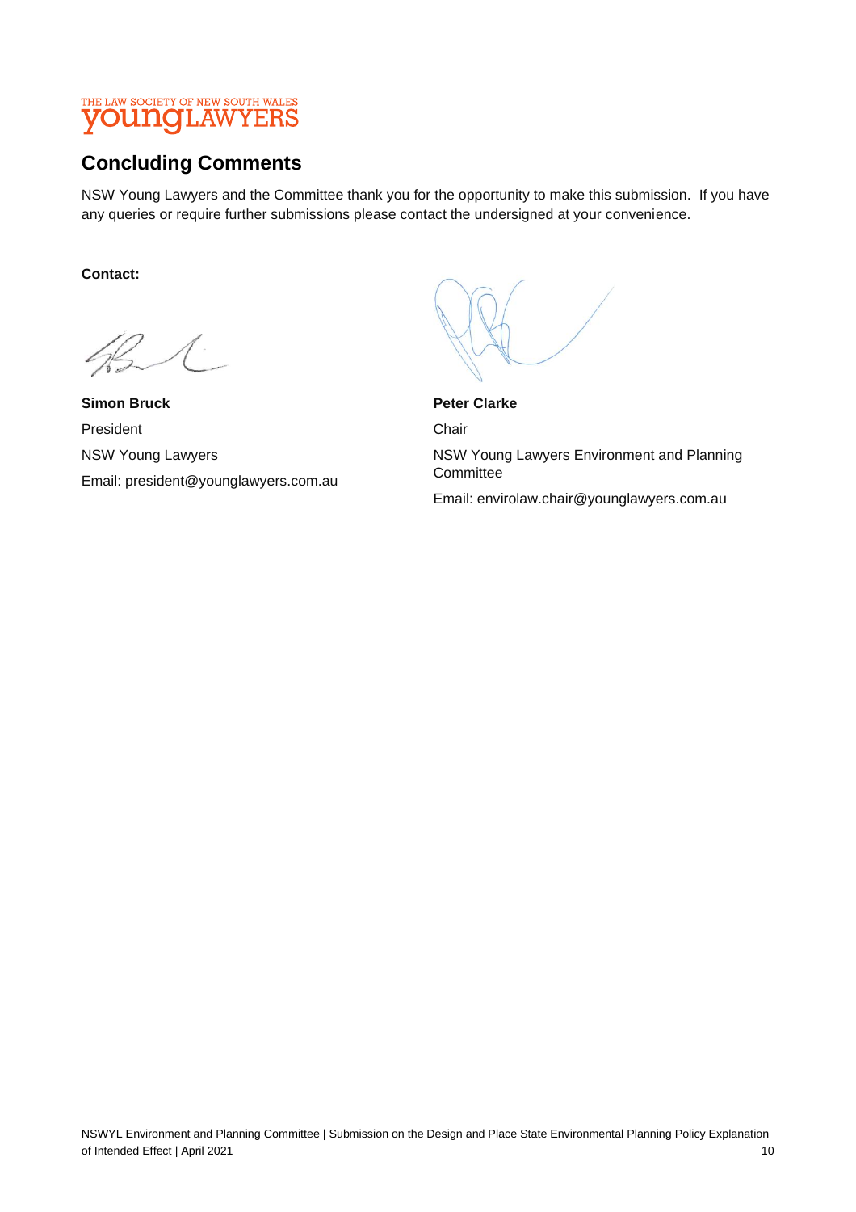## Concluding Comments

NSW Young Lawyers and the Committee thank you for the opportunity to make this submission. If you have any queries or require further submissions please contact the undersigned at your convenience.

**Contact:**

**Simon Bruck**
President
NSW Young Lawyers
Email: president@younglawyers.com.au

**Peter Clarke**
Chair
NSW Young Lawyers Environment and Planning Committee
Email: envirolaw.chair@younglawyers.com.au